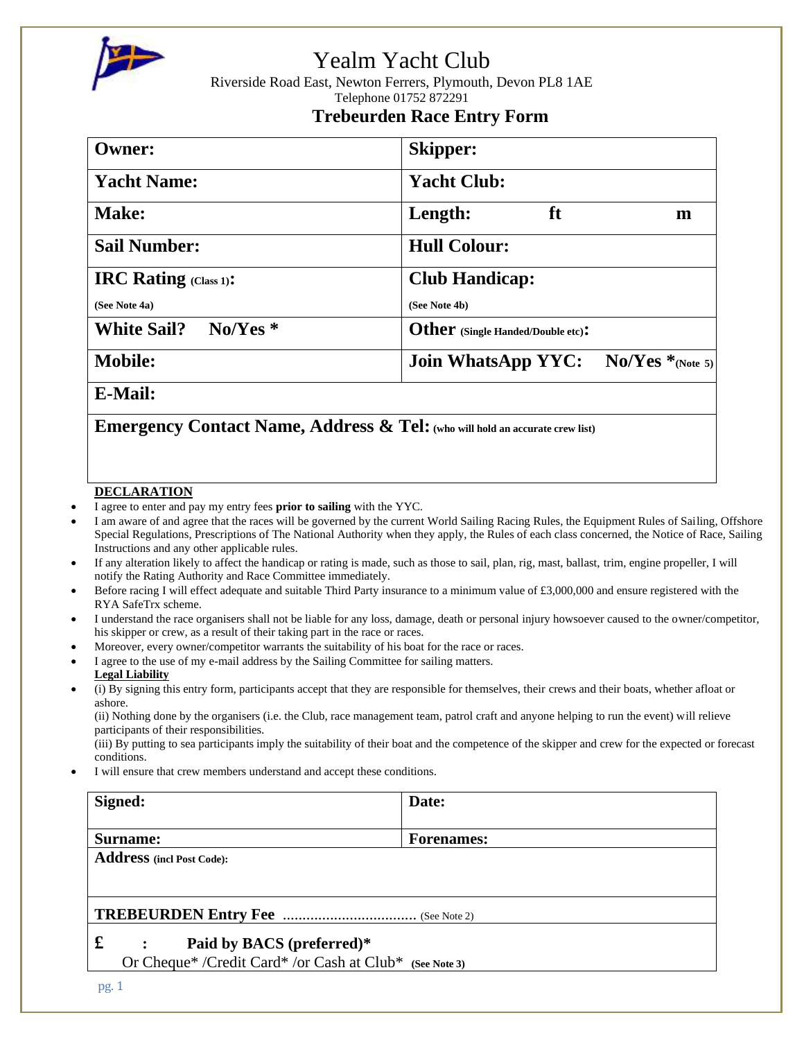# Yealm Yacht Club

Riverside Road East, Newton Ferrers, Plymouth, Devon PL8 1AE
Telephone 01752 872291

## Trebeurden Race Entry Form

| **Owner:** | **Skipper:** |
|---|---|
| **Yacht Name:** | **Yacht Club:** |
| **Make:** | **Length:** ft m |
| **Sail Number:** | **Hull Colour:** |
| **IRC Rating** (Class 1)**:** (See Note 4a) | **Club Handicap:** (See Note 4b) |
| **White Sail?** No/Yes * | **Other** (Single Handed/Double etc)**:** |
| **Mobile:** | **Join WhatsApp YYC:** No/Yes *(Note 5) |
| **E-Mail:** | |
| **Emergency Contact Name, Address & Tel:** (who will hold an accurate crew list) | |

**DECLARATION**

- I agree to enter and pay my entry fees **prior to sailing** with the YYC.
- I am aware of and agree that the races will be governed by the current World Sailing Racing Rules, the Equipment Rules of Sailing, Offshore Special Regulations, Prescriptions of The National Authority when they apply, the Rules of each class concerned, the Notice of Race, Sailing Instructions and any other applicable rules.
- If any alteration likely to affect the handicap or rating is made, such as those to sail, plan, rig, mast, ballast, trim, engine propeller, I will notify the Rating Authority and Race Committee immediately.
- Before racing I will effect adequate and suitable Third Party insurance to a minimum value of £3,000,000 and ensure registered with the RYA SafeTrx scheme.
- I understand the race organisers shall not be liable for any loss, damage, death or personal injury howsoever caused to the owner/competitor, his skipper or crew, as a result of their taking part in the race or races.
- Moreover, every owner/competitor warrants the suitability of his boat for the race or races.
- I agree to the use of my e-mail address by the Sailing Committee for sailing matters.

**Legal Liability**

- (i) By signing this entry form, participants accept that they are responsible for themselves, their crews and their boats, whether afloat or ashore.
  (ii) Nothing done by the organisers (i.e. the Club, race management team, patrol craft and anyone helping to run the event) will relieve participants of their responsibilities.
  (iii) By putting to sea participants imply the suitability of their boat and the competence of the skipper and crew for the expected or forecast conditions.
- I will ensure that crew members understand and accept these conditions.

| **Signed:** | **Date:** |
|---|---|
| **Surname:** | **Forenames:** |
| **Address** (incl Post Code): | |
| **TREBEURDEN Entry Fee** ................................ (See Note 2) | |
| **£ :** **Paid by BACS (preferred)*** Or Cheque* /Credit Card* /or Cash at Club* (See Note 3) | |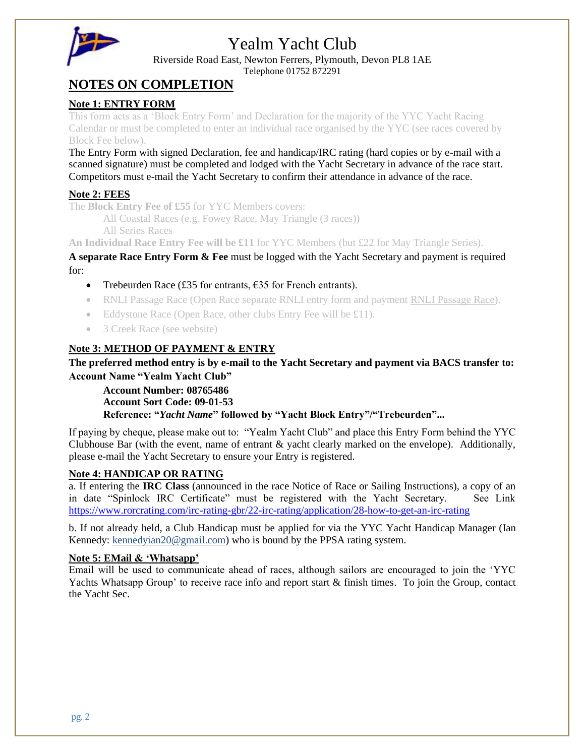# Yealm Yacht Club

Riverside Road East, Newton Ferrers, Plymouth, Devon PL8 1AE
Telephone 01752 872291

## NOTES ON COMPLETION

### Note 1: ENTRY FORM

This form acts as a 'Block Entry Form' and Declaration for the majority of the YYC Yacht Racing Calendar or must be completed to enter an individual race organised by the YYC (see races covered by Block Fee below).

The Entry Form with signed Declaration, fee and handicap/IRC rating (hard copies or by e-mail with a scanned signature) must be completed and lodged with the Yacht Secretary in advance of the race start. Competitors must e-mail the Yacht Secretary to confirm their attendance in advance of the race.

### Note 2: FEES

The **Block Entry Fee of £55** for YYC Members covers:

All Coastal Races (e.g. Fowey Race, May Triangle (3 races))
All Series Races

**An Individual Race Entry Fee will be £11** for YYC Members (but £22 for May Triangle Series).

**A separate Race Entry Form & Fee** must be logged with the Yacht Secretary and payment is required for:

- Trebeurden Race (£35 for entrants, €35 for French entrants).
- RNLI Passage Race (Open Race separate RNLI entry form and payment RNLI Passage Race).
- Eddystone Race (Open Race, other clubs Entry Fee will be £11).
- 3 Creek Race (see website)

### Note 3: METHOD OF PAYMENT & ENTRY

**The preferred method entry is by e-mail to the Yacht Secretary and payment via BACS transfer to: Account Name "Yealm Yacht Club"**

**Account Number: 08765486**
**Account Sort Code: 09-01-53**
**Reference: "*Yacht Name*" followed by "Yacht Block Entry"/"Trebeurden"...**

If paying by cheque, please make out to: "Yealm Yacht Club" and place this Entry Form behind the YYC Clubhouse Bar (with the event, name of entrant & yacht clearly marked on the envelope). Additionally, please e-mail the Yacht Secretary to ensure your Entry is registered.

### Note 4: HANDICAP OR RATING

a. If entering the **IRC Class** (announced in the race Notice of Race or Sailing Instructions), a copy of an in date "Spinlock IRC Certificate" must be registered with the Yacht Secretary. See Link https://www.rorcrating.com/irc-rating-gbr/22-irc-rating/application/28-how-to-get-an-irc-rating

b. If not already held, a Club Handicap must be applied for via the YYC Yacht Handicap Manager (Ian Kennedy: kennedyian20@gmail.com) who is bound by the PPSA rating system.

### Note 5: EMail & 'Whatsapp'

Email will be used to communicate ahead of races, although sailors are encouraged to join the 'YYC Yachts Whatsapp Group' to receive race info and report start & finish times. To join the Group, contact the Yacht Sec.